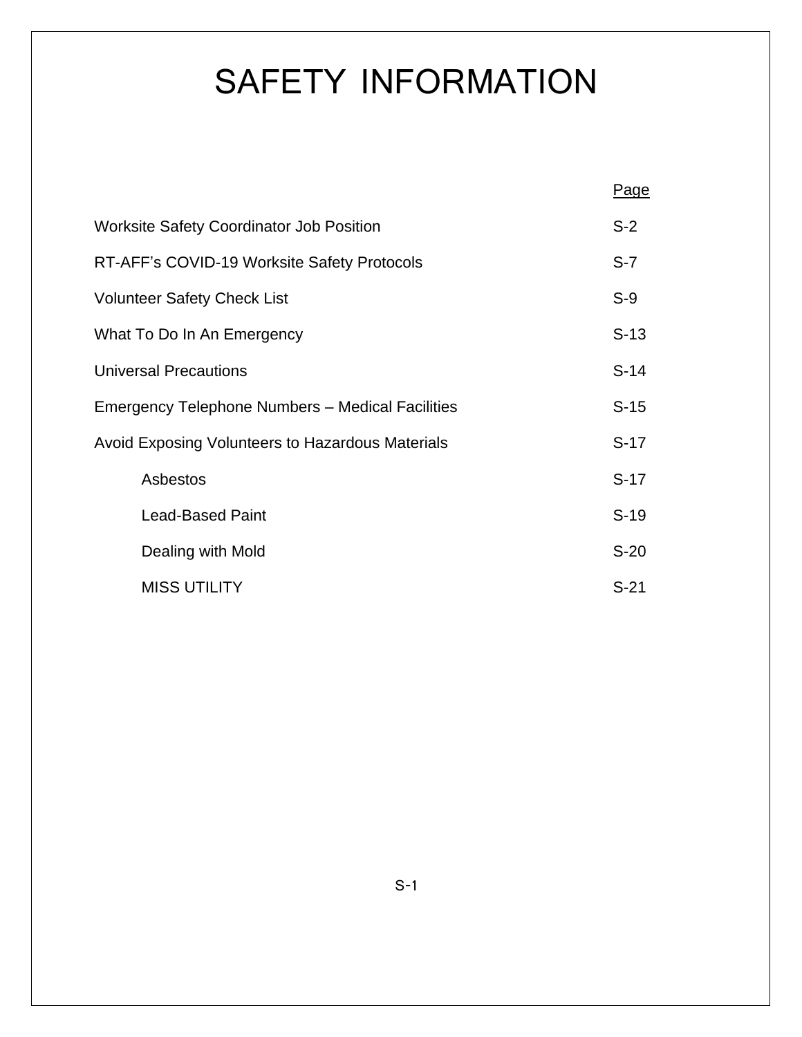# SAFETY INFORMATION

| | Page |
|---|---|
| Worksite Safety Coordinator Job Position | S-2 |
| RT-AFF's COVID-19 Worksite Safety Protocols | S-7 |
| Volunteer Safety Check List | S-9 |
| What To Do In An Emergency | S-13 |
| Universal Precautions | S-14 |
| Emergency Telephone Numbers – Medical Facilities | S-15 |
| Avoid Exposing Volunteers to Hazardous Materials | S-17 |
| Asbestos | S-17 |
| Lead-Based Paint | S-19 |
| Dealing with Mold | S-20 |
| MISS UTILITY | S-21 |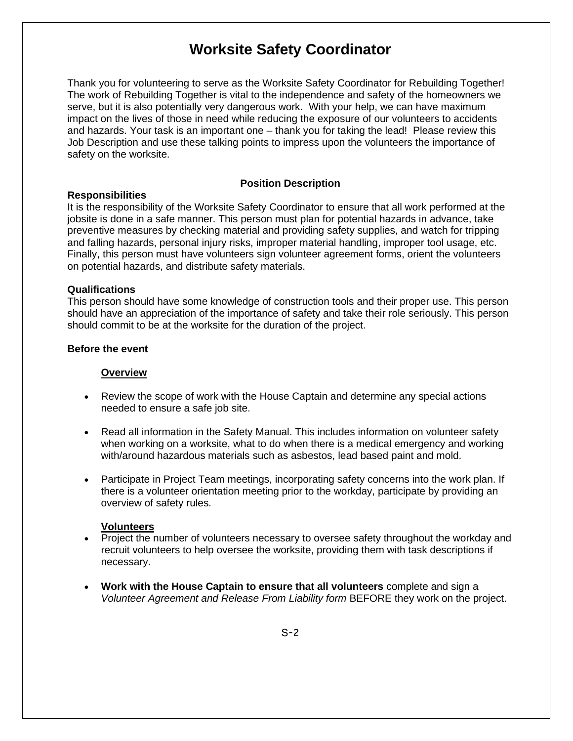# Worksite Safety Coordinator

Thank you for volunteering to serve as the Worksite Safety Coordinator for Rebuilding Together! The work of Rebuilding Together is vital to the independence and safety of the homeowners we serve, but it is also potentially very dangerous work. With your help, we can have maximum impact on the lives of those in need while reducing the exposure of our volunteers to accidents and hazards. Your task is an important one – thank you for taking the lead! Please review this Job Description and use these talking points to impress upon the volunteers the importance of safety on the worksite.

## Position Description

**Responsibilities**

It is the responsibility of the Worksite Safety Coordinator to ensure that all work performed at the jobsite is done in a safe manner. This person must plan for potential hazards in advance, take preventive measures by checking material and providing safety supplies, and watch for tripping and falling hazards, personal injury risks, improper material handling, improper tool usage, etc. Finally, this person must have volunteers sign volunteer agreement forms, orient the volunteers on potential hazards, and distribute safety materials.

**Qualifications**

This person should have some knowledge of construction tools and their proper use. This person should have an appreciation of the importance of safety and take their role seriously. This person should commit to be at the worksite for the duration of the project.

**Before the event**

**Overview**

- Review the scope of work with the House Captain and determine any special actions needed to ensure a safe job site.
- Read all information in the Safety Manual. This includes information on volunteer safety when working on a worksite, what to do when there is a medical emergency and working with/around hazardous materials such as asbestos, lead based paint and mold.
- Participate in Project Team meetings, incorporating safety concerns into the work plan. If there is a volunteer orientation meeting prior to the workday, participate by providing an overview of safety rules.

**Volunteers**

- Project the number of volunteers necessary to oversee safety throughout the workday and recruit volunteers to help oversee the worksite, providing them with task descriptions if necessary.
- **Work with the House Captain to ensure that all volunteers** complete and sign a *Volunteer Agreement and Release From Liability form* BEFORE they work on the project.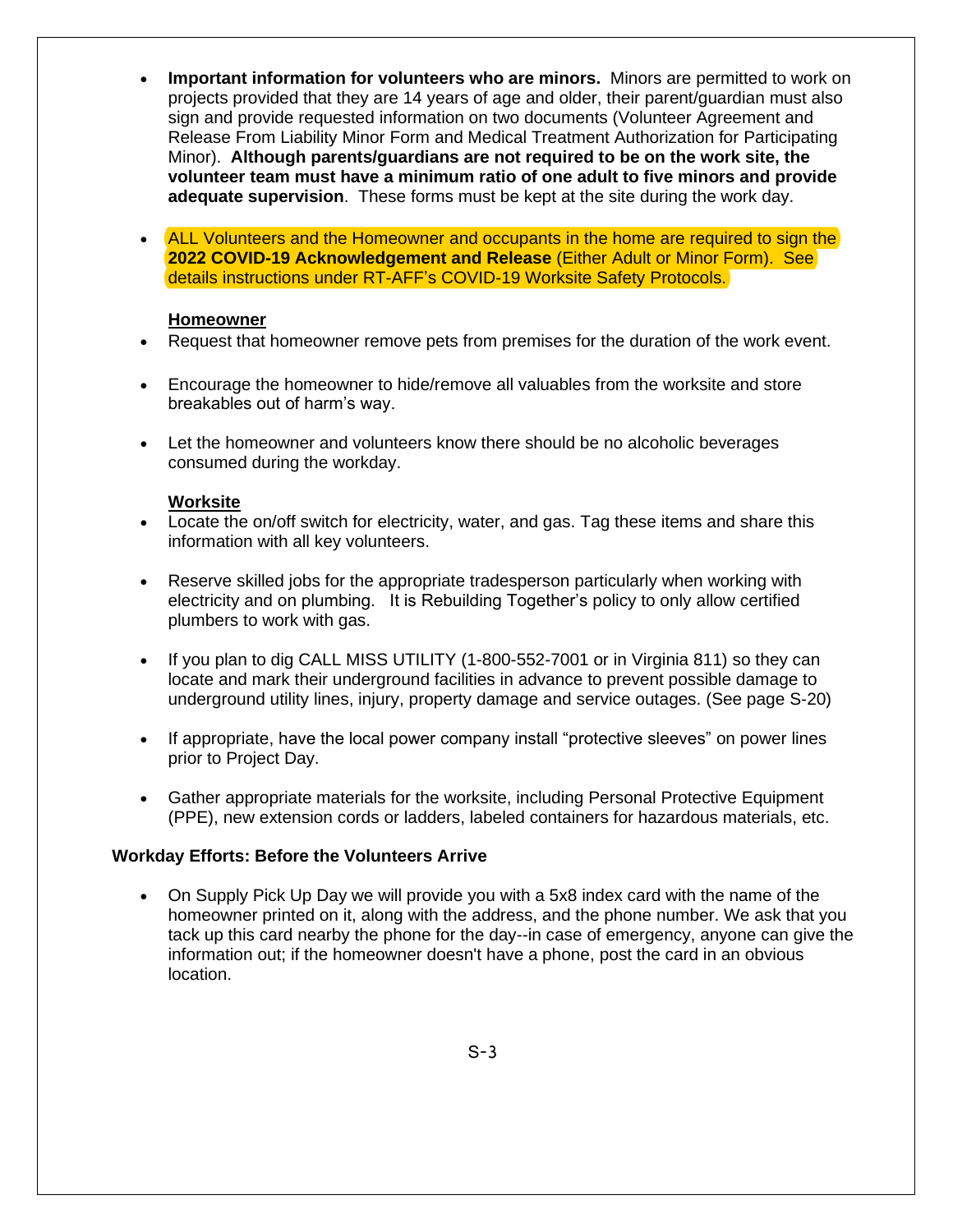- **Important information for volunteers who are minors.** Minors are permitted to work on projects provided that they are 14 years of age and older, their parent/guardian must also sign and provide requested information on two documents (Volunteer Agreement and Release From Liability Minor Form and Medical Treatment Authorization for Participating Minor). **Although parents/guardians are not required to be on the work site, the volunteer team must have a minimum ratio of one adult to five minors and provide adequate supervision**. These forms must be kept at the site during the work day.

- ALL Volunteers and the Homeowner and occupants in the home are required to sign the **2022 COVID-19 Acknowledgement and Release** (Either Adult or Minor Form). See details instructions under RT-AFF's COVID-19 Worksite Safety Protocols.

**Homeowner**

- Request that homeowner remove pets from premises for the duration of the work event.

- Encourage the homeowner to hide/remove all valuables from the worksite and store breakables out of harm's way.

- Let the homeowner and volunteers know there should be no alcoholic beverages consumed during the workday.

**Worksite**

- Locate the on/off switch for electricity, water, and gas. Tag these items and share this information with all key volunteers.

- Reserve skilled jobs for the appropriate tradesperson particularly when working with electricity and on plumbing. It is Rebuilding Together's policy to only allow certified plumbers to work with gas.

- If you plan to dig CALL MISS UTILITY (1-800-552-7001 or in Virginia 811) so they can locate and mark their underground facilities in advance to prevent possible damage to underground utility lines, injury, property damage and service outages. (See page S-20)

- If appropriate, have the local power company install "protective sleeves" on power lines prior to Project Day.

- Gather appropriate materials for the worksite, including Personal Protective Equipment (PPE), new extension cords or ladders, labeled containers for hazardous materials, etc.

**Workday Efforts: Before the Volunteers Arrive**

- On Supply Pick Up Day we will provide you with a 5x8 index card with the name of the homeowner printed on it, along with the address, and the phone number. We ask that you tack up this card nearby the phone for the day--in case of emergency, anyone can give the information out; if the homeowner doesn't have a phone, post the card in an obvious location.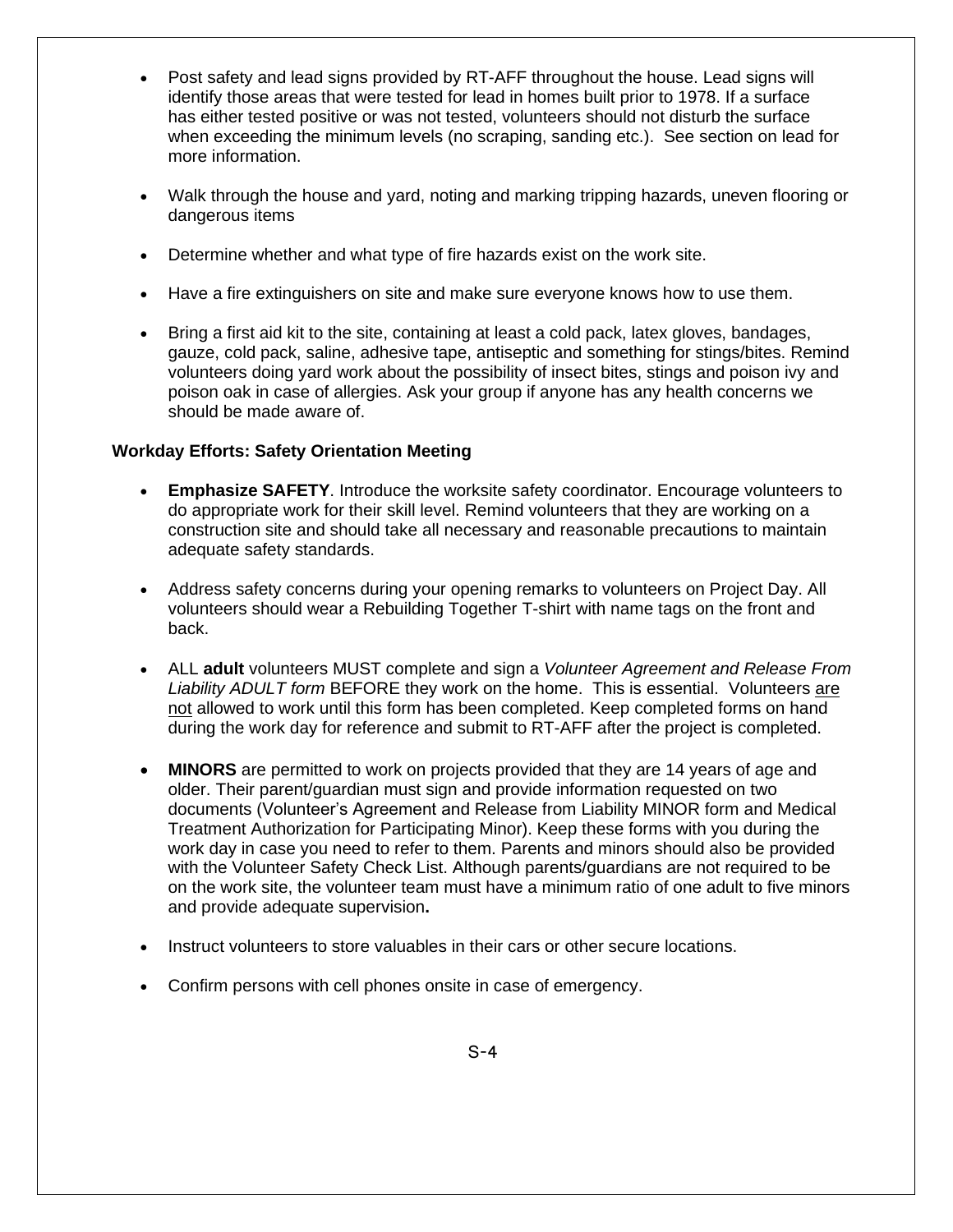- Post safety and lead signs provided by RT-AFF throughout the house. Lead signs will identify those areas that were tested for lead in homes built prior to 1978. If a surface has either tested positive or was not tested, volunteers should not disturb the surface when exceeding the minimum levels (no scraping, sanding etc.). See section on lead for more information.

- Walk through the house and yard, noting and marking tripping hazards, uneven flooring or dangerous items

- Determine whether and what type of fire hazards exist on the work site.

- Have a fire extinguishers on site and make sure everyone knows how to use them.

- Bring a first aid kit to the site, containing at least a cold pack, latex gloves, bandages, gauze, cold pack, saline, adhesive tape, antiseptic and something for stings/bites. Remind volunteers doing yard work about the possibility of insect bites, stings and poison ivy and poison oak in case of allergies. Ask your group if anyone has any health concerns we should be made aware of.

**Workday Efforts: Safety Orientation Meeting**

- **Emphasize SAFETY**. Introduce the worksite safety coordinator. Encourage volunteers to do appropriate work for their skill level. Remind volunteers that they are working on a construction site and should take all necessary and reasonable precautions to maintain adequate safety standards.

- Address safety concerns during your opening remarks to volunteers on Project Day. All volunteers should wear a Rebuilding Together T-shirt with name tags on the front and back.

- ALL **adult** volunteers MUST complete and sign a *Volunteer Agreement and Release From Liability ADULT form* BEFORE they work on the home. This is essential. Volunteers are not allowed to work until this form has been completed. Keep completed forms on hand during the work day for reference and submit to RT-AFF after the project is completed.

- **MINORS** are permitted to work on projects provided that they are 14 years of age and older. Their parent/guardian must sign and provide information requested on two documents (Volunteer's Agreement and Release from Liability MINOR form and Medical Treatment Authorization for Participating Minor). Keep these forms with you during the work day in case you need to refer to them. Parents and minors should also be provided with the Volunteer Safety Check List. Although parents/guardians are not required to be on the work site, the volunteer team must have a minimum ratio of one adult to five minors and provide adequate supervision**.**

- Instruct volunteers to store valuables in their cars or other secure locations.

- Confirm persons with cell phones onsite in case of emergency.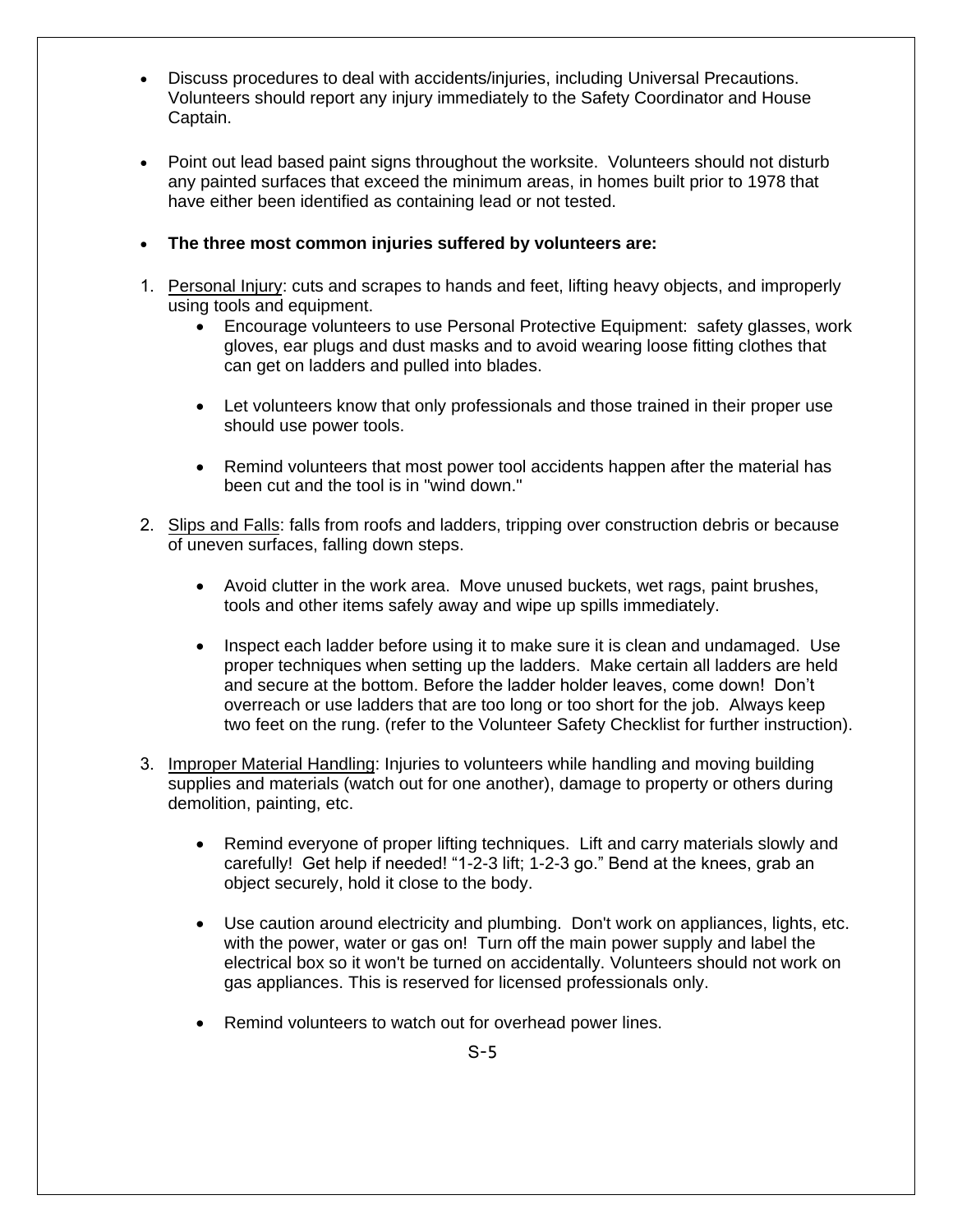- Discuss procedures to deal with accidents/injuries, including Universal Precautions. Volunteers should report any injury immediately to the Safety Coordinator and House Captain.

- Point out lead based paint signs throughout the worksite. Volunteers should not disturb any painted surfaces that exceed the minimum areas, in homes built prior to 1978 that have either been identified as containing lead or not tested.

- **The three most common injuries suffered by volunteers are:**

1. Personal Injury: cuts and scrapes to hands and feet, lifting heavy objects, and improperly using tools and equipment.
   - Encourage volunteers to use Personal Protective Equipment: safety glasses, work gloves, ear plugs and dust masks and to avoid wearing loose fitting clothes that can get on ladders and pulled into blades.
   - Let volunteers know that only professionals and those trained in their proper use should use power tools.
   - Remind volunteers that most power tool accidents happen after the material has been cut and the tool is in "wind down."

2. Slips and Falls: falls from roofs and ladders, tripping over construction debris or because of uneven surfaces, falling down steps.
   - Avoid clutter in the work area. Move unused buckets, wet rags, paint brushes, tools and other items safely away and wipe up spills immediately.
   - Inspect each ladder before using it to make sure it is clean and undamaged. Use proper techniques when setting up the ladders. Make certain all ladders are held and secure at the bottom. Before the ladder holder leaves, come down! Don't overreach or use ladders that are too long or too short for the job. Always keep two feet on the rung. (refer to the Volunteer Safety Checklist for further instruction).

3. Improper Material Handling: Injuries to volunteers while handling and moving building supplies and materials (watch out for one another), damage to property or others during demolition, painting, etc.
   - Remind everyone of proper lifting techniques. Lift and carry materials slowly and carefully! Get help if needed! "1-2-3 lift; 1-2-3 go." Bend at the knees, grab an object securely, hold it close to the body.
   - Use caution around electricity and plumbing. Don't work on appliances, lights, etc. with the power, water or gas on! Turn off the main power supply and label the electrical box so it won't be turned on accidentally. Volunteers should not work on gas appliances. This is reserved for licensed professionals only.
   - Remind volunteers to watch out for overhead power lines.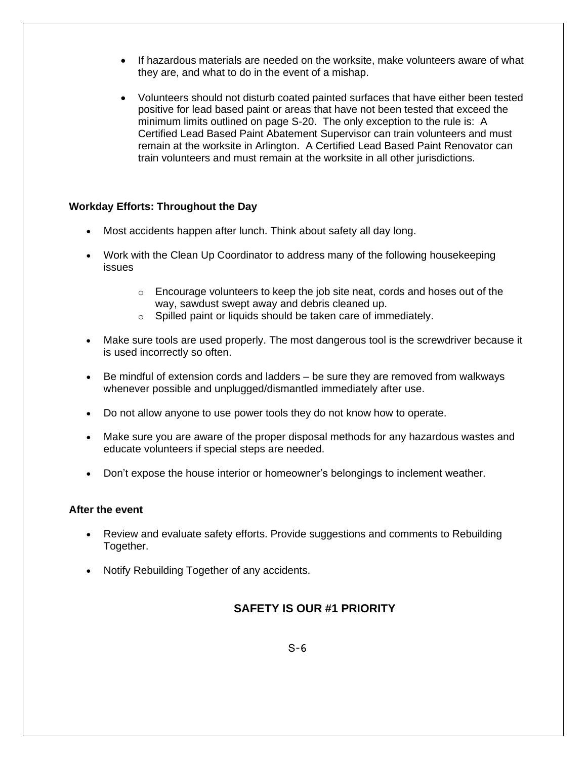- If hazardous materials are needed on the worksite, make volunteers aware of what they are, and what to do in the event of a mishap.

- Volunteers should not disturb coated painted surfaces that have either been tested positive for lead based paint or areas that have not been tested that exceed the minimum limits outlined on page S-20. The only exception to the rule is: A Certified Lead Based Paint Abatement Supervisor can train volunteers and must remain at the worksite in Arlington. A Certified Lead Based Paint Renovator can train volunteers and must remain at the worksite in all other jurisdictions.

**Workday Efforts: Throughout the Day**

- Most accidents happen after lunch. Think about safety all day long.

- Work with the Clean Up Coordinator to address many of the following housekeeping issues
  - Encourage volunteers to keep the job site neat, cords and hoses out of the way, sawdust swept away and debris cleaned up.
  - Spilled paint or liquids should be taken care of immediately.

- Make sure tools are used properly. The most dangerous tool is the screwdriver because it is used incorrectly so often.

- Be mindful of extension cords and ladders – be sure they are removed from walkways whenever possible and unplugged/dismantled immediately after use.

- Do not allow anyone to use power tools they do not know how to operate.

- Make sure you are aware of the proper disposal methods for any hazardous wastes and educate volunteers if special steps are needed.

- Don't expose the house interior or homeowner's belongings to inclement weather.

**After the event**

- Review and evaluate safety efforts. Provide suggestions and comments to Rebuilding Together.

- Notify Rebuilding Together of any accidents.

**SAFETY IS OUR #1 PRIORITY**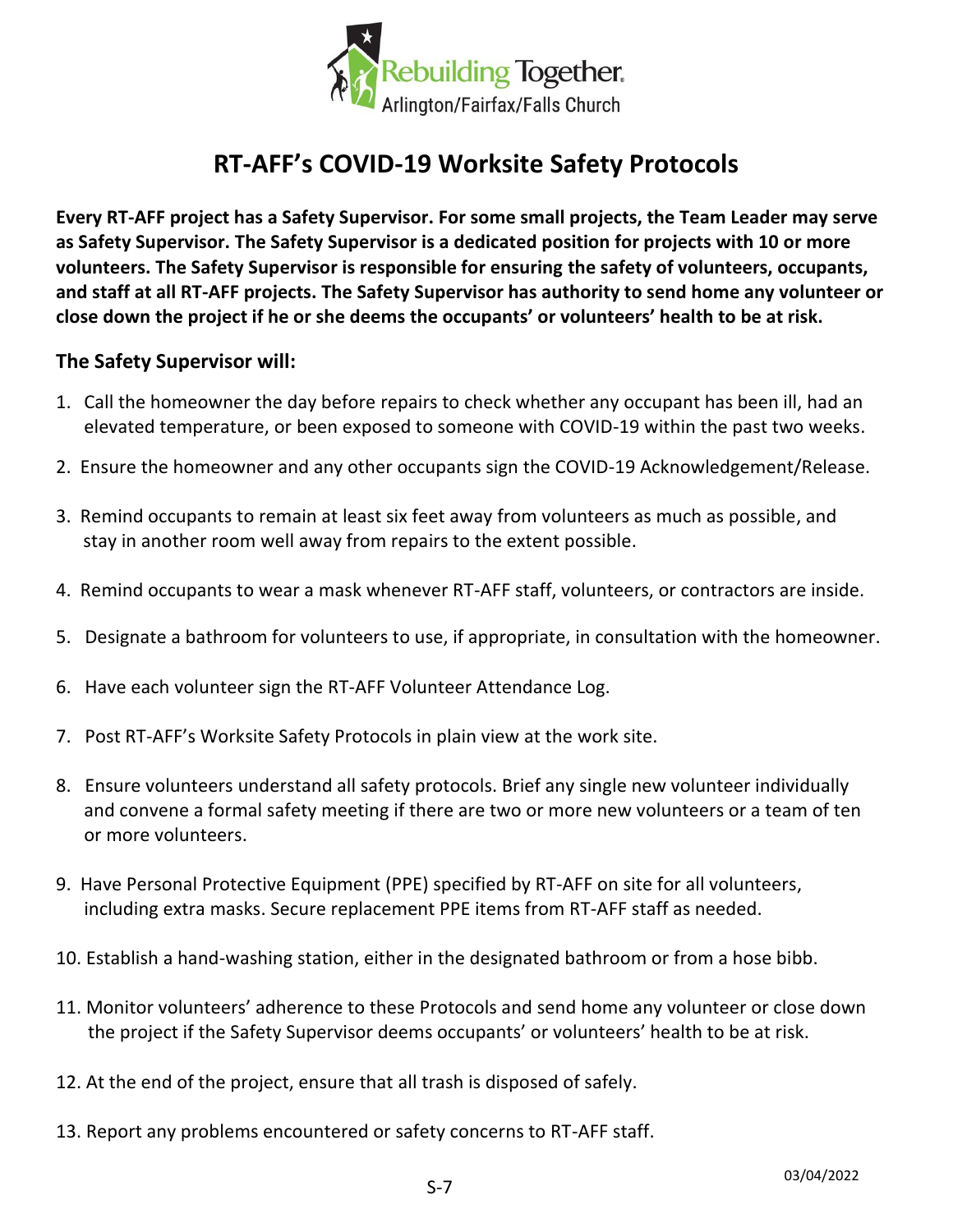Rebuilding Together. Arlington/Fairfax/Falls Church

# RT-AFF's COVID-19 Worksite Safety Protocols

**Every RT-AFF project has a Safety Supervisor. For some small projects, the Team Leader may serve as Safety Supervisor. The Safety Supervisor is a dedicated position for projects with 10 or more volunteers. The Safety Supervisor is responsible for ensuring the safety of volunteers, occupants, and staff at all RT-AFF projects. The Safety Supervisor has authority to send home any volunteer or close down the project if he or she deems the occupants' or volunteers' health to be at risk.**

## The Safety Supervisor will:

1. Call the homeowner the day before repairs to check whether any occupant has been ill, had an elevated temperature, or been exposed to someone with COVID-19 within the past two weeks.
2. Ensure the homeowner and any other occupants sign the COVID-19 Acknowledgement/Release.
3. Remind occupants to remain at least six feet away from volunteers as much as possible, and stay in another room well away from repairs to the extent possible.
4. Remind occupants to wear a mask whenever RT-AFF staff, volunteers, or contractors are inside.
5. Designate a bathroom for volunteers to use, if appropriate, in consultation with the homeowner.
6. Have each volunteer sign the RT-AFF Volunteer Attendance Log.
7. Post RT-AFF's Worksite Safety Protocols in plain view at the work site.
8. Ensure volunteers understand all safety protocols. Brief any single new volunteer individually and convene a formal safety meeting if there are two or more new volunteers or a team of ten or more volunteers.
9. Have Personal Protective Equipment (PPE) specified by RT-AFF on site for all volunteers, including extra masks. Secure replacement PPE items from RT-AFF staff as needed.
10. Establish a hand-washing station, either in the designated bathroom or from a hose bibb.
11. Monitor volunteers' adherence to these Protocols and send home any volunteer or close down the project if the Safety Supervisor deems occupants' or volunteers' health to be at risk.
12. At the end of the project, ensure that all trash is disposed of safely.
13. Report any problems encountered or safety concerns to RT-AFF staff.

S-7

03/04/2022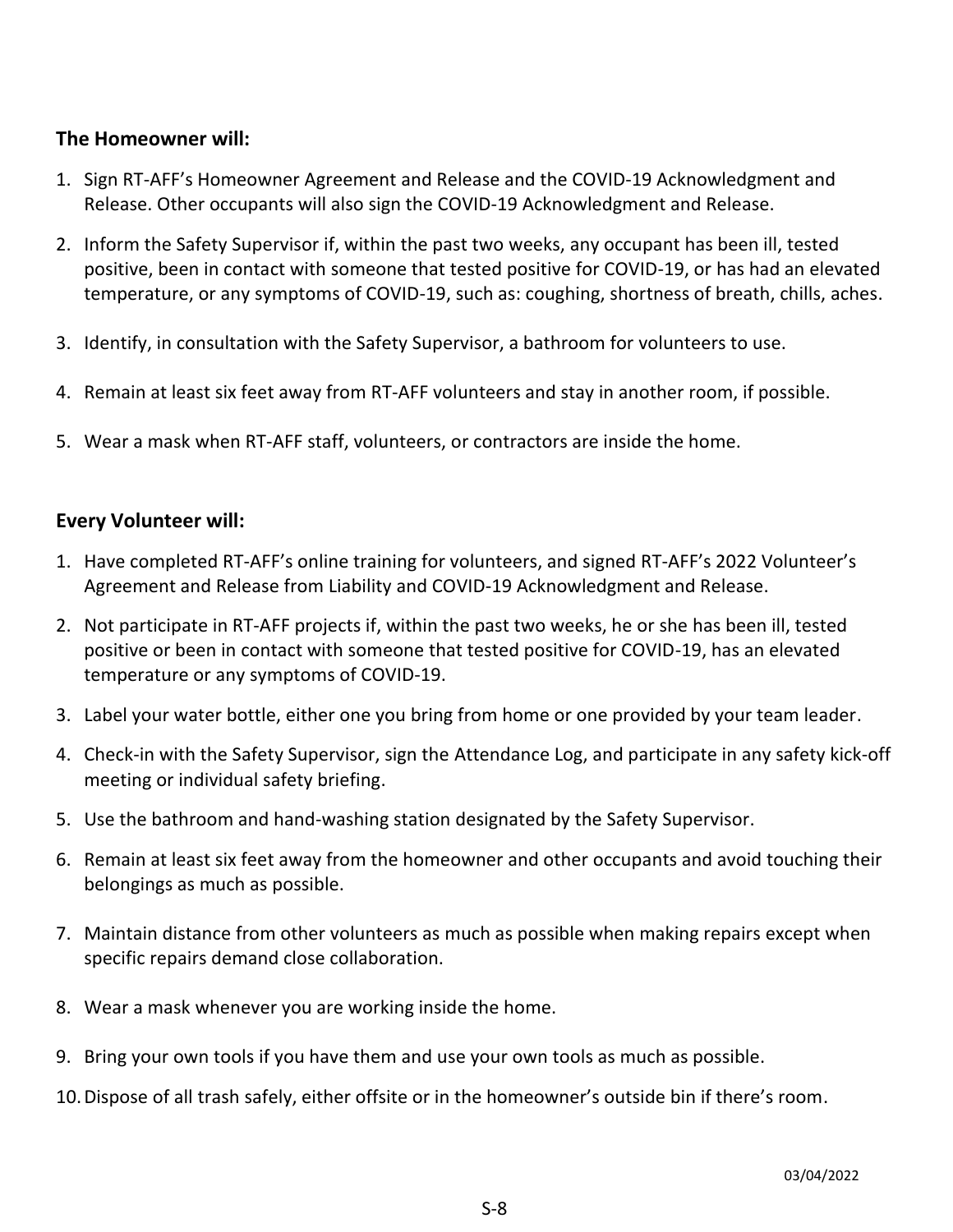**The Homeowner will:**

1. Sign RT-AFF's Homeowner Agreement and Release and the COVID-19 Acknowledgment and Release. Other occupants will also sign the COVID-19 Acknowledgment and Release.
2. Inform the Safety Supervisor if, within the past two weeks, any occupant has been ill, tested positive, been in contact with someone that tested positive for COVID-19, or has had an elevated temperature, or any symptoms of COVID-19, such as: coughing, shortness of breath, chills, aches.
3. Identify, in consultation with the Safety Supervisor, a bathroom for volunteers to use.
4. Remain at least six feet away from RT-AFF volunteers and stay in another room, if possible.
5. Wear a mask when RT-AFF staff, volunteers, or contractors are inside the home.

**Every Volunteer will:**

1. Have completed RT-AFF's online training for volunteers, and signed RT-AFF's 2022 Volunteer's Agreement and Release from Liability and COVID-19 Acknowledgment and Release.
2. Not participate in RT-AFF projects if, within the past two weeks, he or she has been ill, tested positive or been in contact with someone that tested positive for COVID-19, has an elevated temperature or any symptoms of COVID-19.
3. Label your water bottle, either one you bring from home or one provided by your team leader.
4. Check-in with the Safety Supervisor, sign the Attendance Log, and participate in any safety kick-off meeting or individual safety briefing.
5. Use the bathroom and hand-washing station designated by the Safety Supervisor.
6. Remain at least six feet away from the homeowner and other occupants and avoid touching their belongings as much as possible.
7. Maintain distance from other volunteers as much as possible when making repairs except when specific repairs demand close collaboration.
8. Wear a mask whenever you are working inside the home.
9. Bring your own tools if you have them and use your own tools as much as possible.
10. Dispose of all trash safely, either offsite or in the homeowner's outside bin if there's room.

03/04/2022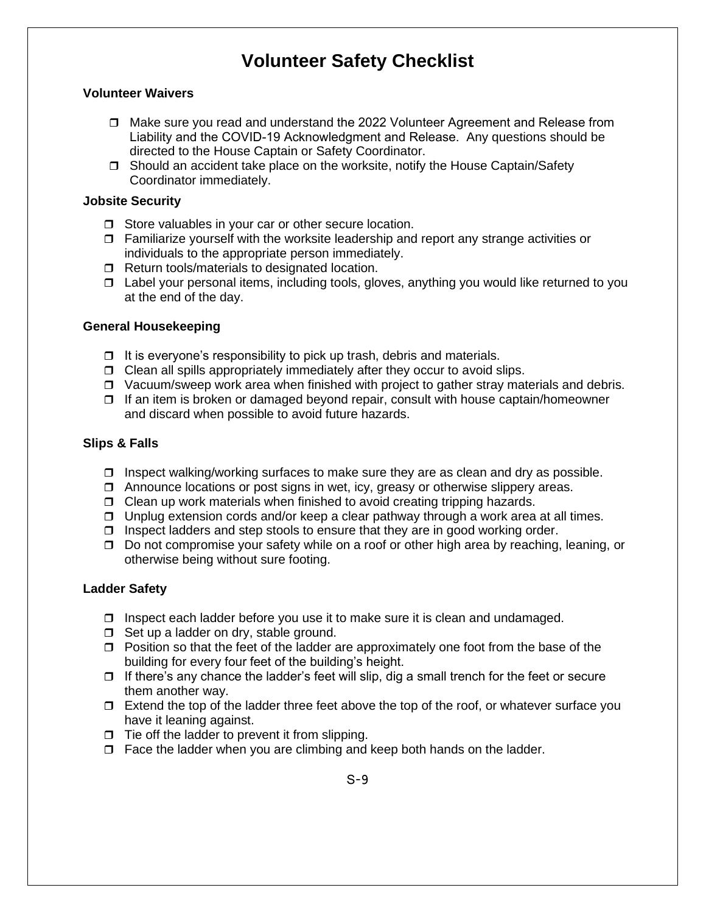# Volunteer Safety Checklist

### Volunteer Waivers

- ❒ Make sure you read and understand the 2022 Volunteer Agreement and Release from Liability and the COVID-19 Acknowledgment and Release. Any questions should be directed to the House Captain or Safety Coordinator.
- ❒ Should an accident take place on the worksite, notify the House Captain/Safety Coordinator immediately.

### Jobsite Security

- ❒ Store valuables in your car or other secure location.
- ❒ Familiarize yourself with the worksite leadership and report any strange activities or individuals to the appropriate person immediately.
- ❒ Return tools/materials to designated location.
- ❒ Label your personal items, including tools, gloves, anything you would like returned to you at the end of the day.

### General Housekeeping

- ❒ It is everyone's responsibility to pick up trash, debris and materials.
- ❒ Clean all spills appropriately immediately after they occur to avoid slips.
- ❒ Vacuum/sweep work area when finished with project to gather stray materials and debris.
- ❒ If an item is broken or damaged beyond repair, consult with house captain/homeowner and discard when possible to avoid future hazards.

### Slips & Falls

- ❒ Inspect walking/working surfaces to make sure they are as clean and dry as possible.
- ❒ Announce locations or post signs in wet, icy, greasy or otherwise slippery areas.
- ❒ Clean up work materials when finished to avoid creating tripping hazards.
- ❒ Unplug extension cords and/or keep a clear pathway through a work area at all times.
- ❒ Inspect ladders and step stools to ensure that they are in good working order.
- ❒ Do not compromise your safety while on a roof or other high area by reaching, leaning, or otherwise being without sure footing.

### Ladder Safety

- ❒ Inspect each ladder before you use it to make sure it is clean and undamaged.
- ❒ Set up a ladder on dry, stable ground.
- ❒ Position so that the feet of the ladder are approximately one foot from the base of the building for every four feet of the building's height.
- ❒ If there's any chance the ladder's feet will slip, dig a small trench for the feet or secure them another way.
- ❒ Extend the top of the ladder three feet above the top of the roof, or whatever surface you have it leaning against.
- ❒ Tie off the ladder to prevent it from slipping.
- ❒ Face the ladder when you are climbing and keep both hands on the ladder.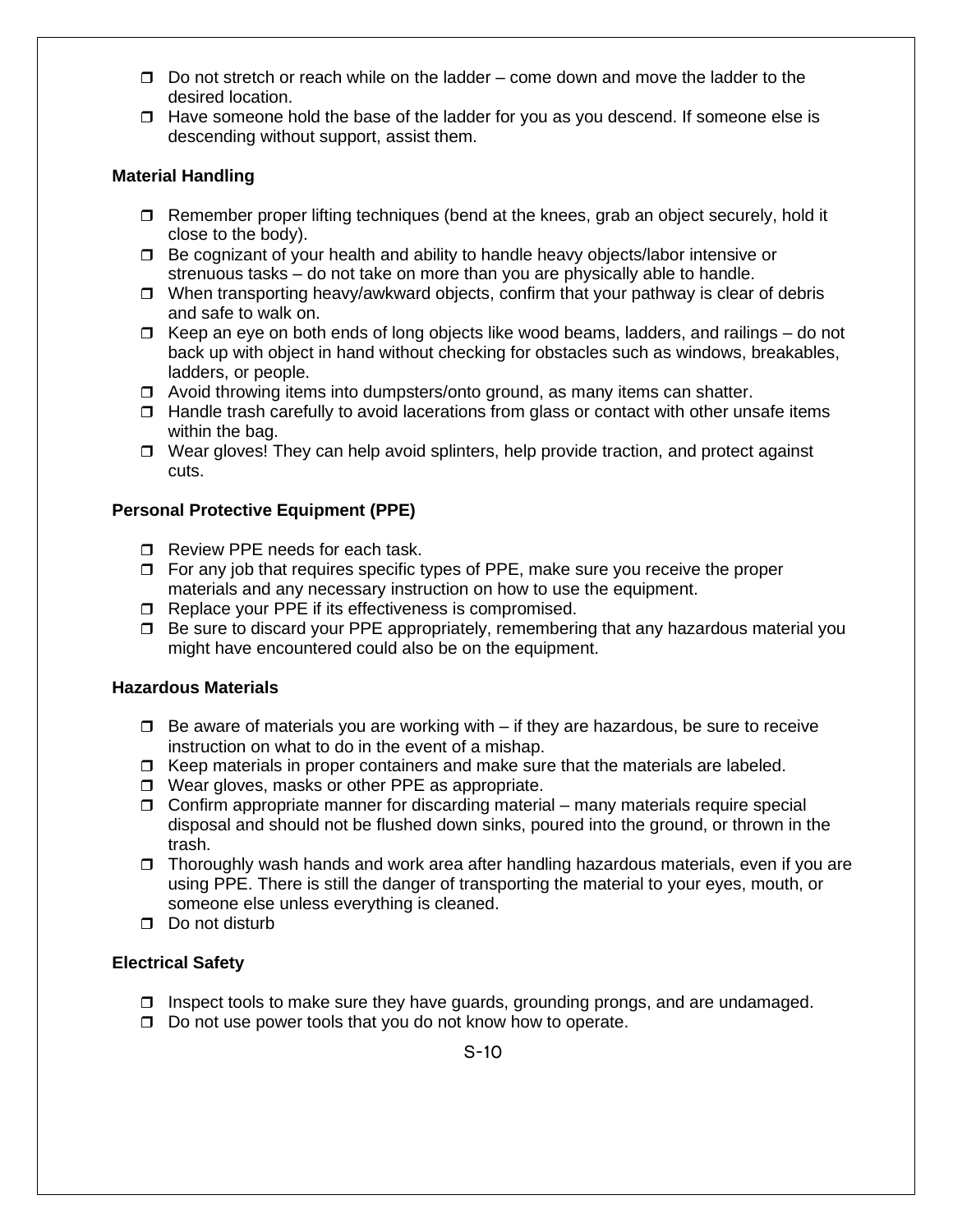- ❐ Do not stretch or reach while on the ladder – come down and move the ladder to the desired location.
- ❐ Have someone hold the base of the ladder for you as you descend. If someone else is descending without support, assist them.

**Material Handling**

- ❐ Remember proper lifting techniques (bend at the knees, grab an object securely, hold it close to the body).
- ❐ Be cognizant of your health and ability to handle heavy objects/labor intensive or strenuous tasks – do not take on more than you are physically able to handle.
- ❐ When transporting heavy/awkward objects, confirm that your pathway is clear of debris and safe to walk on.
- ❐ Keep an eye on both ends of long objects like wood beams, ladders, and railings – do not back up with object in hand without checking for obstacles such as windows, breakables, ladders, or people.
- ❐ Avoid throwing items into dumpsters/onto ground, as many items can shatter.
- ❐ Handle trash carefully to avoid lacerations from glass or contact with other unsafe items within the bag.
- ❐ Wear gloves! They can help avoid splinters, help provide traction, and protect against cuts.

**Personal Protective Equipment (PPE)**

- ❐ Review PPE needs for each task.
- ❐ For any job that requires specific types of PPE, make sure you receive the proper materials and any necessary instruction on how to use the equipment.
- ❐ Replace your PPE if its effectiveness is compromised.
- ❐ Be sure to discard your PPE appropriately, remembering that any hazardous material you might have encountered could also be on the equipment.

**Hazardous Materials**

- ❐ Be aware of materials you are working with – if they are hazardous, be sure to receive instruction on what to do in the event of a mishap.
- ❐ Keep materials in proper containers and make sure that the materials are labeled.
- ❐ Wear gloves, masks or other PPE as appropriate.
- ❐ Confirm appropriate manner for discarding material – many materials require special disposal and should not be flushed down sinks, poured into the ground, or thrown in the trash.
- ❐ Thoroughly wash hands and work area after handling hazardous materials, even if you are using PPE. There is still the danger of transporting the material to your eyes, mouth, or someone else unless everything is cleaned.
- ❐ Do not disturb

**Electrical Safety**

- ❐ Inspect tools to make sure they have guards, grounding prongs, and are undamaged.
- ❐ Do not use power tools that you do not know how to operate.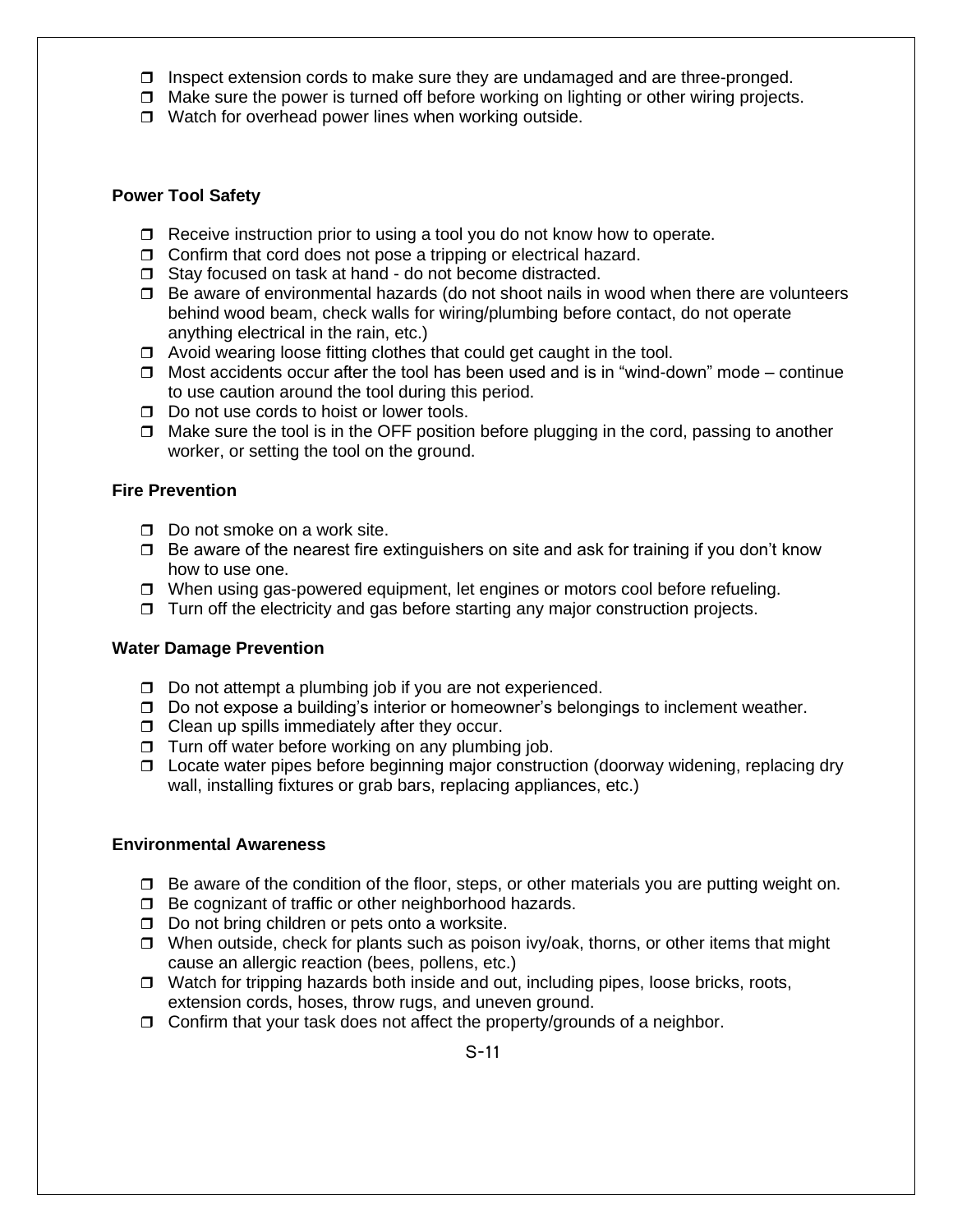- Inspect extension cords to make sure they are undamaged and are three-pronged.
- Make sure the power is turned off before working on lighting or other wiring projects.
- Watch for overhead power lines when working outside.

**Power Tool Safety**

- Receive instruction prior to using a tool you do not know how to operate.
- Confirm that cord does not pose a tripping or electrical hazard.
- Stay focused on task at hand - do not become distracted.
- Be aware of environmental hazards (do not shoot nails in wood when there are volunteers behind wood beam, check walls for wiring/plumbing before contact, do not operate anything electrical in the rain, etc.)
- Avoid wearing loose fitting clothes that could get caught in the tool.
- Most accidents occur after the tool has been used and is in "wind-down" mode – continue to use caution around the tool during this period.
- Do not use cords to hoist or lower tools.
- Make sure the tool is in the OFF position before plugging in the cord, passing to another worker, or setting the tool on the ground.

**Fire Prevention**

- Do not smoke on a work site.
- Be aware of the nearest fire extinguishers on site and ask for training if you don't know how to use one.
- When using gas-powered equipment, let engines or motors cool before refueling.
- Turn off the electricity and gas before starting any major construction projects.

**Water Damage Prevention**

- Do not attempt a plumbing job if you are not experienced.
- Do not expose a building's interior or homeowner's belongings to inclement weather.
- Clean up spills immediately after they occur.
- Turn off water before working on any plumbing job.
- Locate water pipes before beginning major construction (doorway widening, replacing dry wall, installing fixtures or grab bars, replacing appliances, etc.)

**Environmental Awareness**

- Be aware of the condition of the floor, steps, or other materials you are putting weight on.
- Be cognizant of traffic or other neighborhood hazards.
- Do not bring children or pets onto a worksite.
- When outside, check for plants such as poison ivy/oak, thorns, or other items that might cause an allergic reaction (bees, pollens, etc.)
- Watch for tripping hazards both inside and out, including pipes, loose bricks, roots, extension cords, hoses, throw rugs, and uneven ground.
- Confirm that your task does not affect the property/grounds of a neighbor.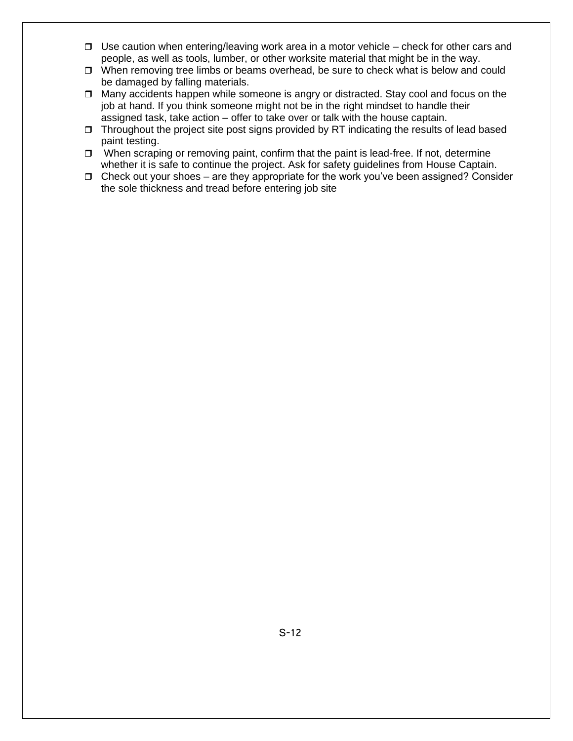- Use caution when entering/leaving work area in a motor vehicle – check for other cars and people, as well as tools, lumber, or other worksite material that might be in the way.
- When removing tree limbs or beams overhead, be sure to check what is below and could be damaged by falling materials.
- Many accidents happen while someone is angry or distracted. Stay cool and focus on the job at hand. If you think someone might not be in the right mindset to handle their assigned task, take action – offer to take over or talk with the house captain.
- Throughout the project site post signs provided by RT indicating the results of lead based paint testing.
- When scraping or removing paint, confirm that the paint is lead-free. If not, determine whether it is safe to continue the project. Ask for safety guidelines from House Captain.
- Check out your shoes – are they appropriate for the work you've been assigned? Consider the sole thickness and tread before entering job site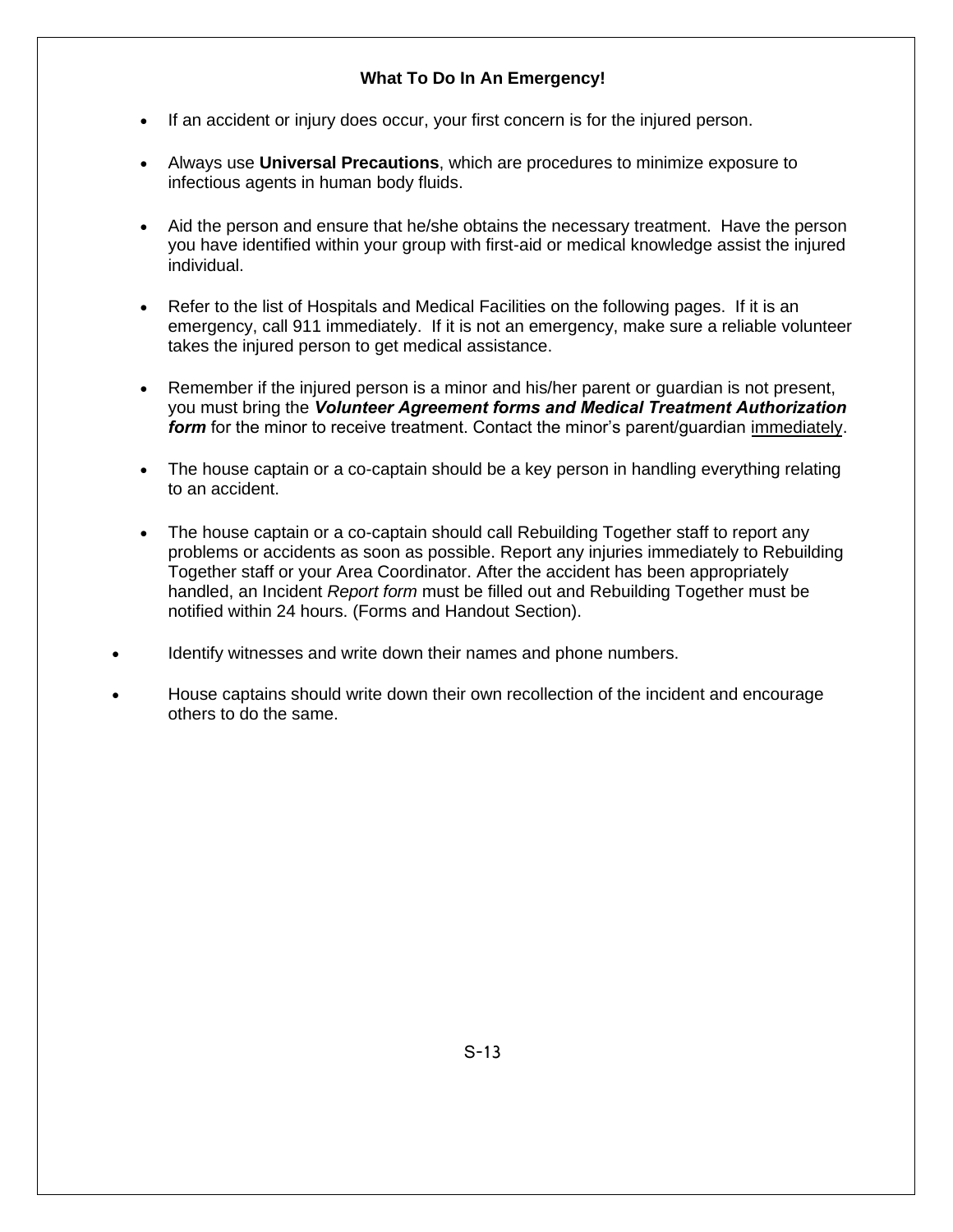## What To Do In An Emergency!

- If an accident or injury does occur, your first concern is for the injured person.
- Always use **Universal Precautions**, which are procedures to minimize exposure to infectious agents in human body fluids.
- Aid the person and ensure that he/she obtains the necessary treatment. Have the person you have identified within your group with first-aid or medical knowledge assist the injured individual.
- Refer to the list of Hospitals and Medical Facilities on the following pages. If it is an emergency, call 911 immediately. If it is not an emergency, make sure a reliable volunteer takes the injured person to get medical assistance.
- Remember if the injured person is a minor and his/her parent or guardian is not present, you must bring the ***Volunteer Agreement forms and Medical Treatment Authorization form*** for the minor to receive treatment. Contact the minor's parent/guardian <u>immediately</u>.
- The house captain or a co-captain should be a key person in handling everything relating to an accident.
- The house captain or a co-captain should call Rebuilding Together staff to report any problems or accidents as soon as possible. Report any injuries immediately to Rebuilding Together staff or your Area Coordinator. After the accident has been appropriately handled, an Incident *Report form* must be filled out and Rebuilding Together must be notified within 24 hours. (Forms and Handout Section).
- Identify witnesses and write down their names and phone numbers.
- House captains should write down their own recollection of the incident and encourage others to do the same.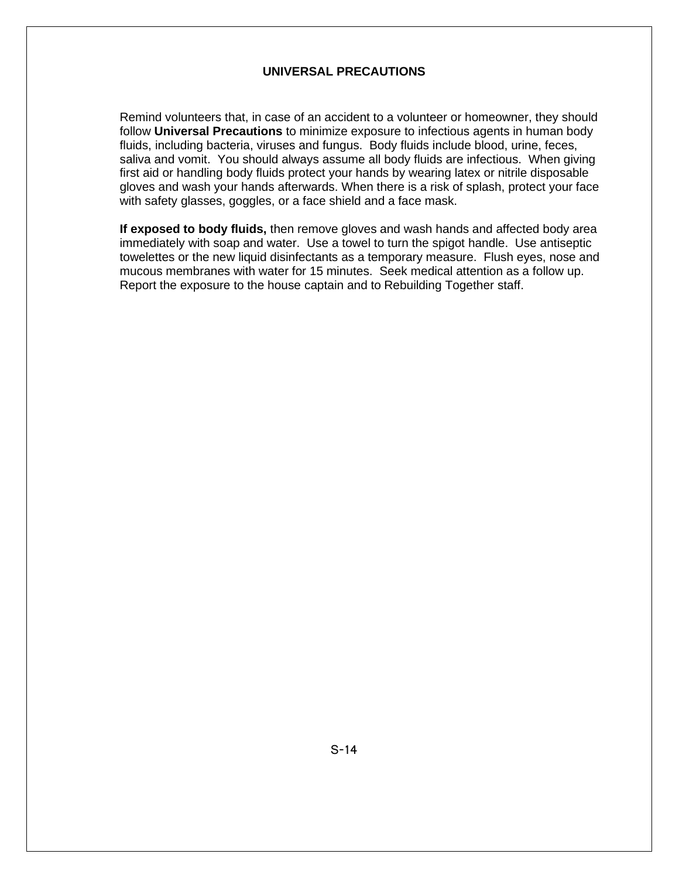# UNIVERSAL PRECAUTIONS

Remind volunteers that, in case of an accident to a volunteer or homeowner, they should follow **Universal Precautions** to minimize exposure to infectious agents in human body fluids, including bacteria, viruses and fungus. Body fluids include blood, urine, feces, saliva and vomit. You should always assume all body fluids are infectious. When giving first aid or handling body fluids protect your hands by wearing latex or nitrile disposable gloves and wash your hands afterwards. When there is a risk of splash, protect your face with safety glasses, goggles, or a face shield and a face mask.

**If exposed to body fluids,** then remove gloves and wash hands and affected body area immediately with soap and water. Use a towel to turn the spigot handle. Use antiseptic towelettes or the new liquid disinfectants as a temporary measure. Flush eyes, nose and mucous membranes with water for 15 minutes. Seek medical attention as a follow up. Report the exposure to the house captain and to Rebuilding Together staff.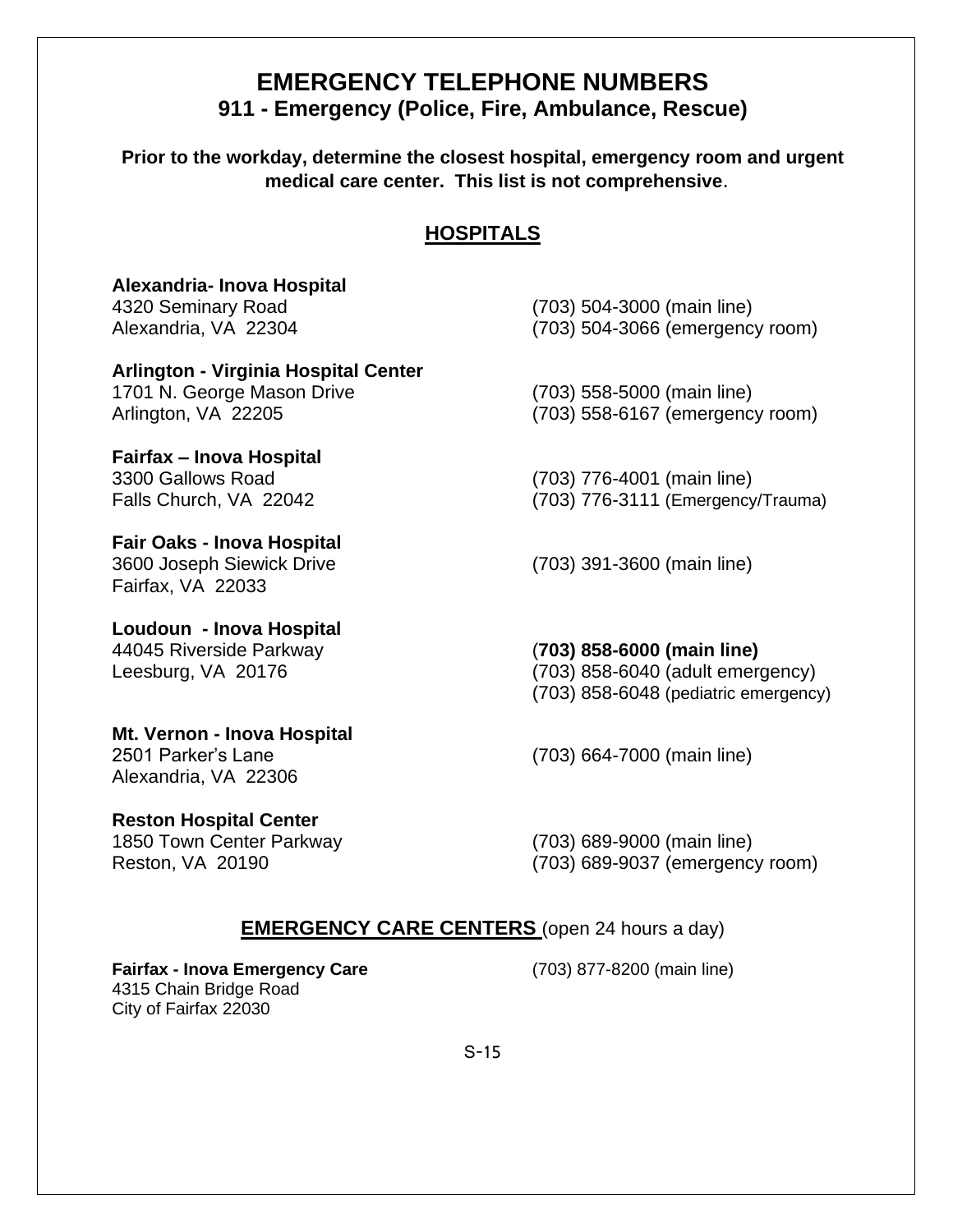# EMERGENCY TELEPHONE NUMBERS

## 911 - Emergency (Police, Fire, Ambulance, Rescue)

**Prior to the workday, determine the closest hospital, emergency room and urgent medical care center. This list is not comprehensive.**

## HOSPITALS

**Alexandria- Inova Hospital**
4320 Seminary Road
Alexandria, VA 22304
(703) 504-3000 (main line)
(703) 504-3066 (emergency room)

**Arlington - Virginia Hospital Center**
1701 N. George Mason Drive
Arlington, VA 22205
(703) 558-5000 (main line)
(703) 558-6167 (emergency room)

**Fairfax – Inova Hospital**
3300 Gallows Road
Falls Church, VA 22042
(703) 776-4001 (main line)
(703) 776-3111 (Emergency/Trauma)

**Fair Oaks - Inova Hospital**
3600 Joseph Siewick Drive
Fairfax, VA 22033
(703) 391-3600 (main line)

**Loudoun - Inova Hospital**
44045 Riverside Parkway
Leesburg, VA 20176
(**703) 858-6000 (main line)**
(703) 858-6040 (adult emergency)
(703) 858-6048 (pediatric emergency)

**Mt. Vernon - Inova Hospital**
2501 Parker's Lane
Alexandria, VA 22306
(703) 664-7000 (main line)

**Reston Hospital Center**
1850 Town Center Parkway
Reston, VA 20190
(703) 689-9000 (main line)
(703) 689-9037 (emergency room)

## EMERGENCY CARE CENTERS (open 24 hours a day)

**Fairfax - Inova Emergency Care**
4315 Chain Bridge Road
City of Fairfax 22030
(703) 877-8200 (main line)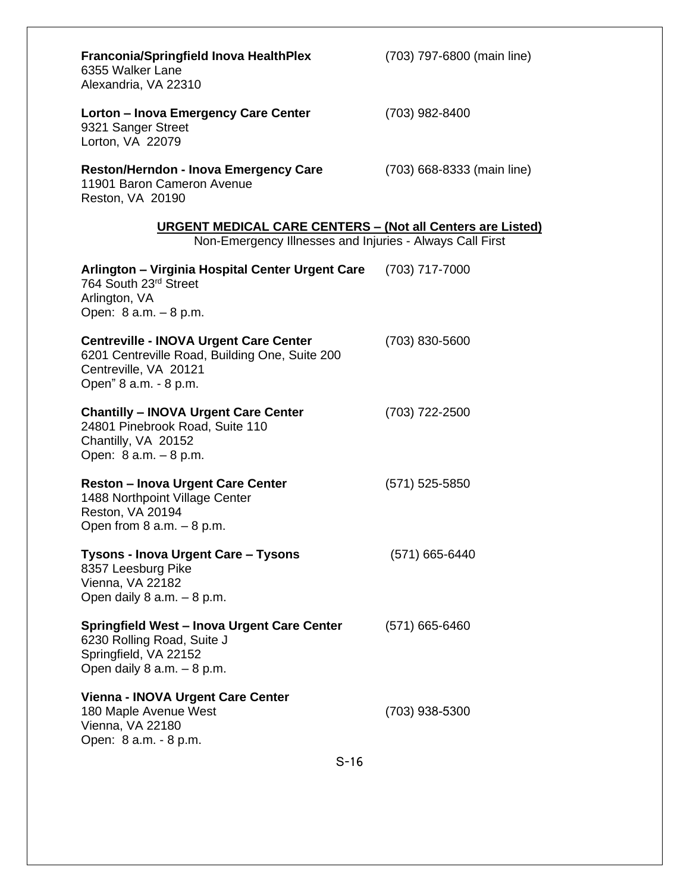**Franconia/Springfield Inova HealthPlex** (703) 797-6800 (main line)
6355 Walker Lane
Alexandria, VA 22310

**Lorton – Inova Emergency Care Center** (703) 982-8400
9321 Sanger Street
Lorton, VA 22079

**Reston/Herndon - Inova Emergency Care** (703) 668-8333 (main line)
11901 Baron Cameron Avenue
Reston, VA 20190

## URGENT MEDICAL CARE CENTERS – (Not all Centers are Listed)

Non-Emergency Illnesses and Injuries - Always Call First

**Arlington – Virginia Hospital Center Urgent Care** (703) 717-7000
764 South 23rd Street
Arlington, VA
Open: 8 a.m. – 8 p.m.

**Centreville - INOVA Urgent Care Center** (703) 830-5600
6201 Centreville Road, Building One, Suite 200
Centreville, VA 20121
Open" 8 a.m. - 8 p.m.

**Chantilly – INOVA Urgent Care Center** (703) 722-2500
24801 Pinebrook Road, Suite 110
Chantilly, VA 20152
Open: 8 a.m. – 8 p.m.

**Reston – Inova Urgent Care Center** (571) 525-5850
1488 Northpoint Village Center
Reston, VA 20194
Open from 8 a.m. – 8 p.m.

**Tysons - Inova Urgent Care – Tysons** (571) 665-6440
8357 Leesburg Pike
Vienna, VA 22182
Open daily 8 a.m. – 8 p.m.

**Springfield West – Inova Urgent Care Center** (571) 665-6460
6230 Rolling Road, Suite J
Springfield, VA 22152
Open daily 8 a.m. – 8 p.m.

**Vienna - INOVA Urgent Care Center**
180 Maple Avenue West (703) 938-5300
Vienna, VA 22180
Open: 8 a.m. - 8 p.m.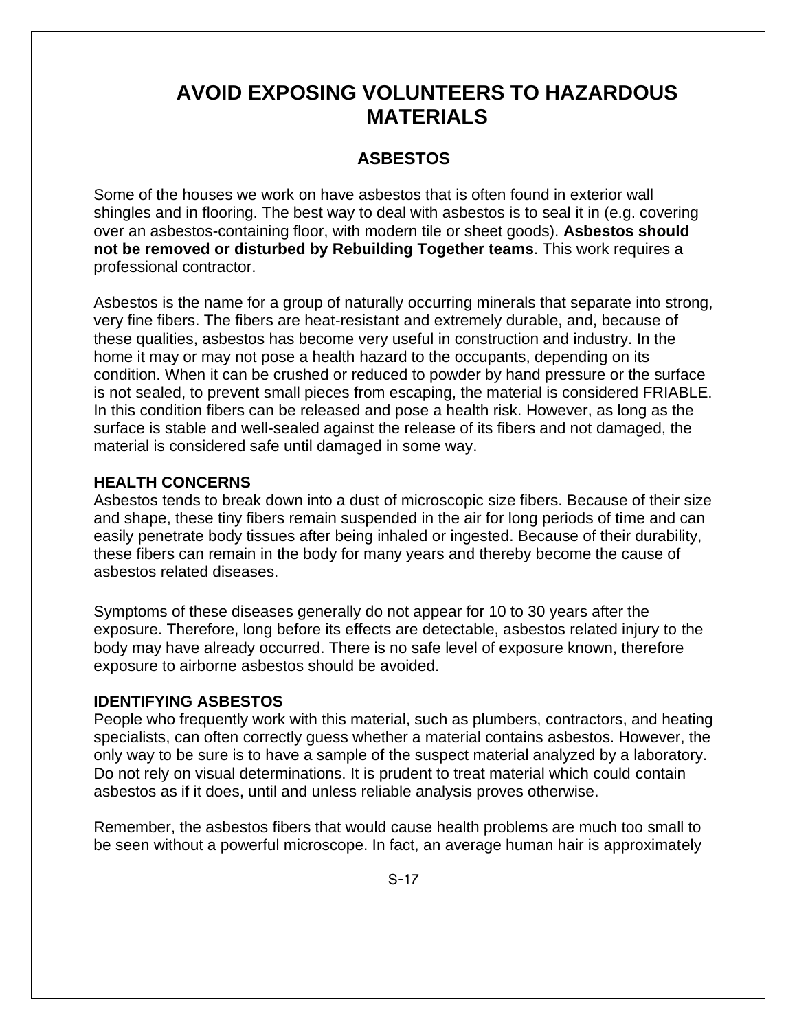# AVOID EXPOSING VOLUNTEERS TO HAZARDOUS MATERIALS

## ASBESTOS

Some of the houses we work on have asbestos that is often found in exterior wall shingles and in flooring. The best way to deal with asbestos is to seal it in (e.g. covering over an asbestos-containing floor, with modern tile or sheet goods). **Asbestos should not be removed or disturbed by Rebuilding Together teams**. This work requires a professional contractor.

Asbestos is the name for a group of naturally occurring minerals that separate into strong, very fine fibers. The fibers are heat-resistant and extremely durable, and, because of these qualities, asbestos has become very useful in construction and industry. In the home it may or may not pose a health hazard to the occupants, depending on its condition. When it can be crushed or reduced to powder by hand pressure or the surface is not sealed, to prevent small pieces from escaping, the material is considered FRIABLE. In this condition fibers can be released and pose a health risk. However, as long as the surface is stable and well-sealed against the release of its fibers and not damaged, the material is considered safe until damaged in some way.

### HEALTH CONCERNS

Asbestos tends to break down into a dust of microscopic size fibers. Because of their size and shape, these tiny fibers remain suspended in the air for long periods of time and can easily penetrate body tissues after being inhaled or ingested. Because of their durability, these fibers can remain in the body for many years and thereby become the cause of asbestos related diseases.

Symptoms of these diseases generally do not appear for 10 to 30 years after the exposure. Therefore, long before its effects are detectable, asbestos related injury to the body may have already occurred. There is no safe level of exposure known, therefore exposure to airborne asbestos should be avoided.

### IDENTIFYING ASBESTOS

People who frequently work with this material, such as plumbers, contractors, and heating specialists, can often correctly guess whether a material contains asbestos. However, the only way to be sure is to have a sample of the suspect material analyzed by a laboratory. <u>Do not rely on visual determinations. It is prudent to treat material which could contain asbestos as if it does, until and unless reliable analysis proves otherwise</u>.

Remember, the asbestos fibers that would cause health problems are much too small to be seen without a powerful microscope. In fact, an average human hair is approximately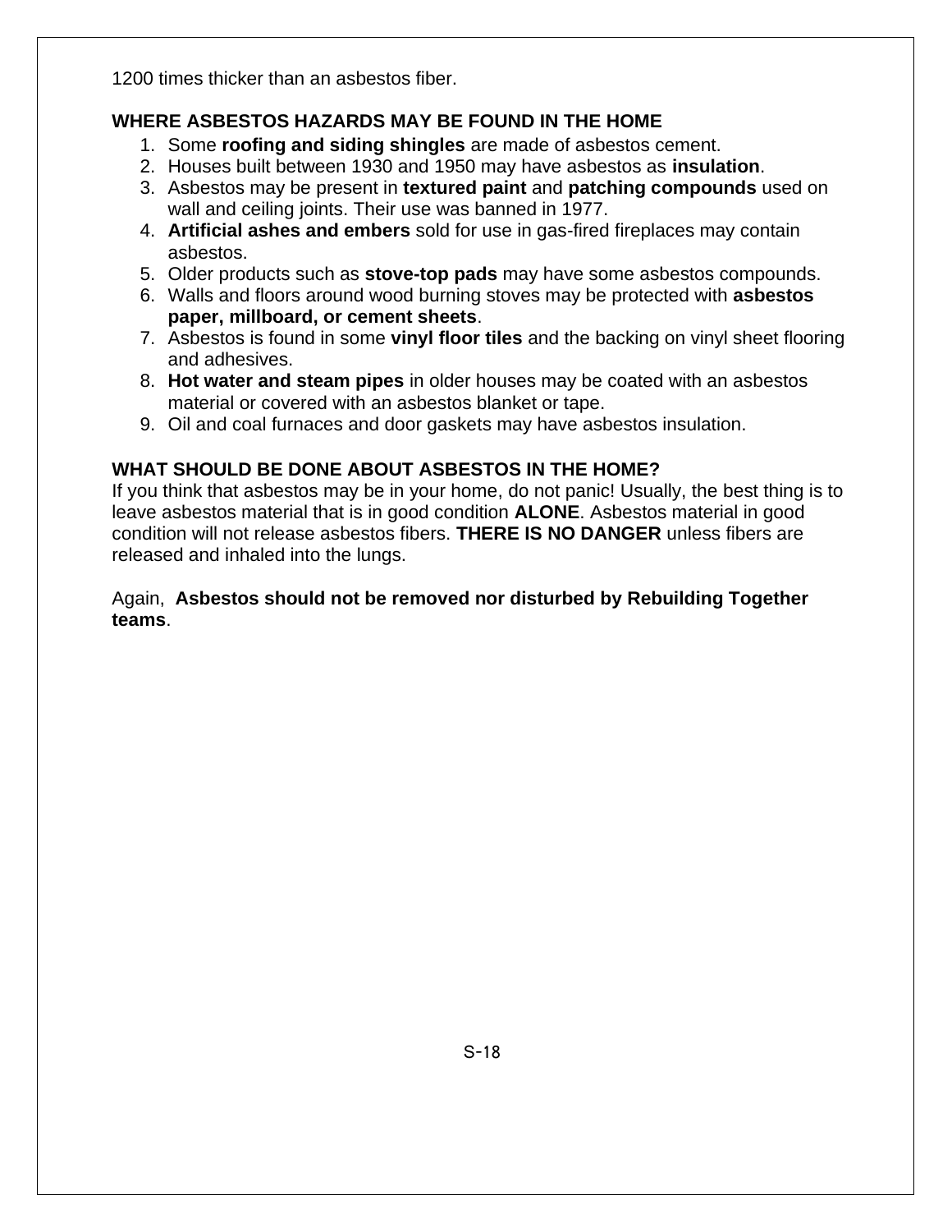1200 times thicker than an asbestos fiber.

**WHERE ASBESTOS HAZARDS MAY BE FOUND IN THE HOME**

1. Some **roofing and siding shingles** are made of asbestos cement.
2. Houses built between 1930 and 1950 may have asbestos as **insulation**.
3. Asbestos may be present in **textured paint** and **patching compounds** used on wall and ceiling joints. Their use was banned in 1977.
4. **Artificial ashes and embers** sold for use in gas-fired fireplaces may contain asbestos.
5. Older products such as **stove-top pads** may have some asbestos compounds.
6. Walls and floors around wood burning stoves may be protected with **asbestos paper, millboard, or cement sheets**.
7. Asbestos is found in some **vinyl floor tiles** and the backing on vinyl sheet flooring and adhesives.
8. **Hot water and steam pipes** in older houses may be coated with an asbestos material or covered with an asbestos blanket or tape.
9. Oil and coal furnaces and door gaskets may have asbestos insulation.

**WHAT SHOULD BE DONE ABOUT ASBESTOS IN THE HOME?**

If you think that asbestos may be in your home, do not panic! Usually, the best thing is to leave asbestos material that is in good condition **ALONE**. Asbestos material in good condition will not release asbestos fibers. **THERE IS NO DANGER** unless fibers are released and inhaled into the lungs.

Again, **Asbestos should not be removed nor disturbed by Rebuilding Together teams**.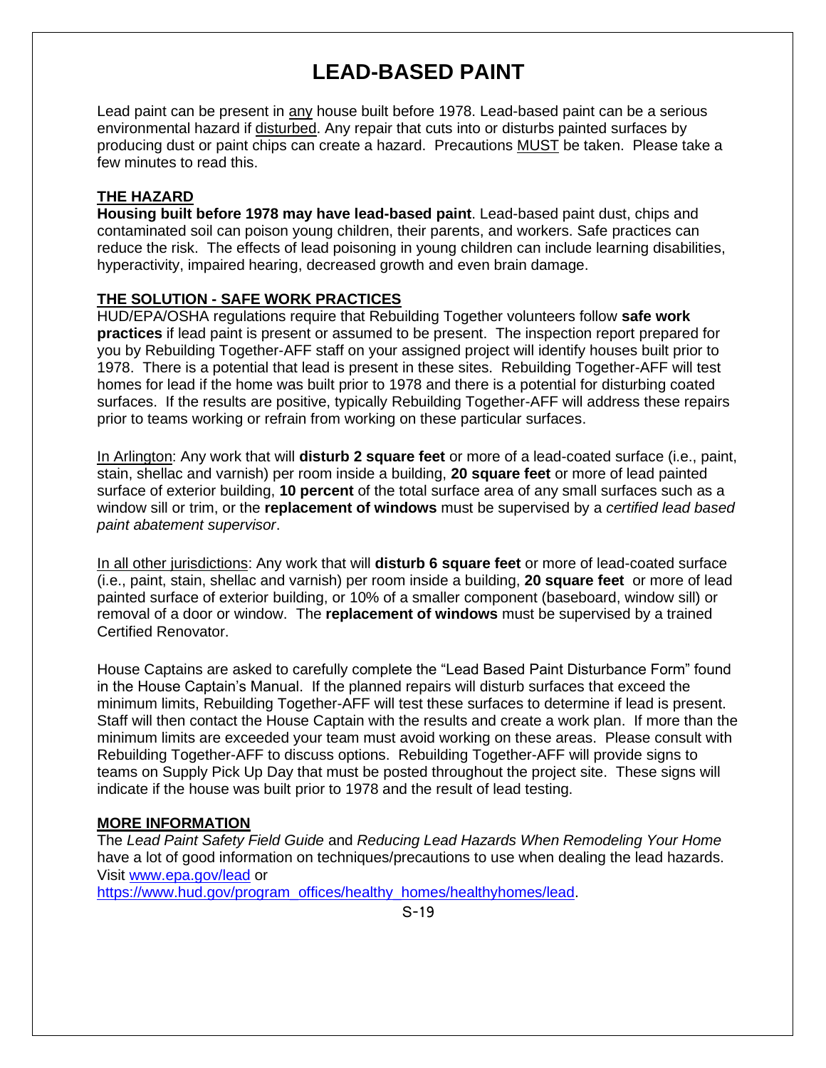# LEAD-BASED PAINT

Lead paint can be present in any house built before 1978. Lead-based paint can be a serious environmental hazard if disturbed. Any repair that cuts into or disturbs painted surfaces by producing dust or paint chips can create a hazard. Precautions MUST be taken. Please take a few minutes to read this.

**THE HAZARD**

**Housing built before 1978 may have lead-based paint**. Lead-based paint dust, chips and contaminated soil can poison young children, their parents, and workers. Safe practices can reduce the risk. The effects of lead poisoning in young children can include learning disabilities, hyperactivity, impaired hearing, decreased growth and even brain damage.

**THE SOLUTION - SAFE WORK PRACTICES**

HUD/EPA/OSHA regulations require that Rebuilding Together volunteers follow **safe work practices** if lead paint is present or assumed to be present. The inspection report prepared for you by Rebuilding Together-AFF staff on your assigned project will identify houses built prior to 1978. There is a potential that lead is present in these sites. Rebuilding Together-AFF will test homes for lead if the home was built prior to 1978 and there is a potential for disturbing coated surfaces. If the results are positive, typically Rebuilding Together-AFF will address these repairs prior to teams working or refrain from working on these particular surfaces.

In Arlington: Any work that will **disturb 2 square feet** or more of a lead-coated surface (i.e., paint, stain, shellac and varnish) per room inside a building, **20 square feet** or more of lead painted surface of exterior building, **10 percent** of the total surface area of any small surfaces such as a window sill or trim, or the **replacement of windows** must be supervised by a *certified lead based paint abatement supervisor*.

In all other jurisdictions: Any work that will **disturb 6 square feet** or more of lead-coated surface (i.e., paint, stain, shellac and varnish) per room inside a building, **20 square feet** or more of lead painted surface of exterior building, or 10% of a smaller component (baseboard, window sill) or removal of a door or window. The **replacement of windows** must be supervised by a trained Certified Renovator.

House Captains are asked to carefully complete the "Lead Based Paint Disturbance Form" found in the House Captain's Manual. If the planned repairs will disturb surfaces that exceed the minimum limits, Rebuilding Together-AFF will test these surfaces to determine if lead is present. Staff will then contact the House Captain with the results and create a work plan. If more than the minimum limits are exceeded your team must avoid working on these areas. Please consult with Rebuilding Together-AFF to discuss options. Rebuilding Together-AFF will provide signs to teams on Supply Pick Up Day that must be posted throughout the project site. These signs will indicate if the house was built prior to 1978 and the result of lead testing.

**MORE INFORMATION**

The *Lead Paint Safety Field Guide* and *Reducing Lead Hazards When Remodeling Your Home* have a lot of good information on techniques/precautions to use when dealing the lead hazards. Visit [www.epa.gov/lead](www.epa.gov/lead) or [https://www.hud.gov/program_offices/healthy_homes/healthyhomes/lead](https://www.hud.gov/program_offices/healthy_homes/healthyhomes/lead).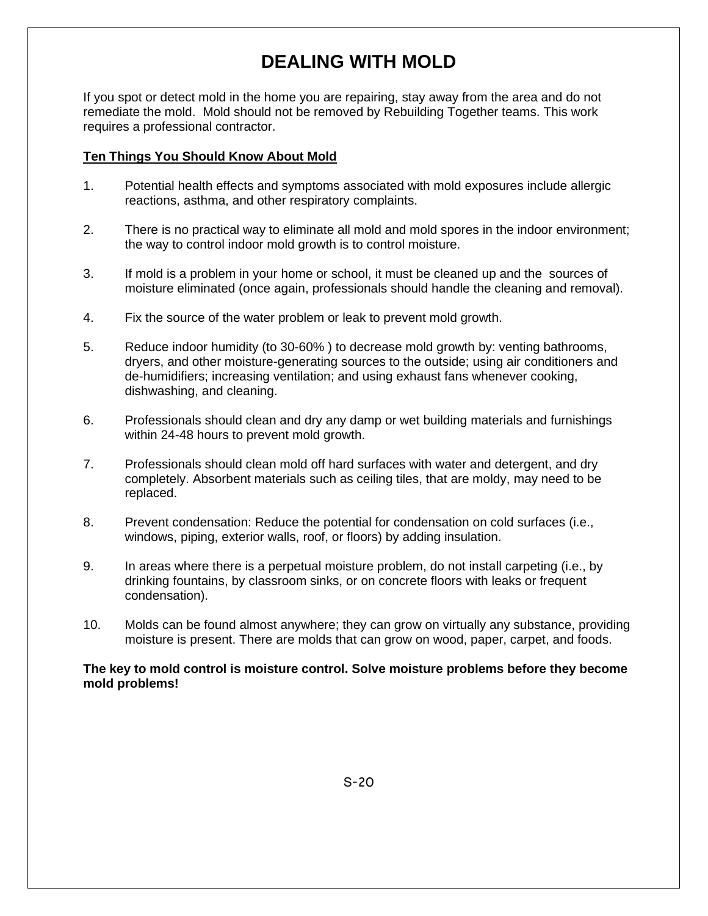# DEALING WITH MOLD

If you spot or detect mold in the home you are repairing, stay away from the area and do not remediate the mold. Mold should not be removed by Rebuilding Together teams. This work requires a professional contractor.

**Ten Things You Should Know About Mold**

1. Potential health effects and symptoms associated with mold exposures include allergic reactions, asthma, and other respiratory complaints.

2. There is no practical way to eliminate all mold and mold spores in the indoor environment; the way to control indoor mold growth is to control moisture.

3. If mold is a problem in your home or school, it must be cleaned up and the sources of moisture eliminated (once again, professionals should handle the cleaning and removal).

4. Fix the source of the water problem or leak to prevent mold growth.

5. Reduce indoor humidity (to 30-60% ) to decrease mold growth by: venting bathrooms, dryers, and other moisture-generating sources to the outside; using air conditioners and de-humidifiers; increasing ventilation; and using exhaust fans whenever cooking, dishwashing, and cleaning.

6. Professionals should clean and dry any damp or wet building materials and furnishings within 24-48 hours to prevent mold growth.

7. Professionals should clean mold off hard surfaces with water and detergent, and dry completely. Absorbent materials such as ceiling tiles, that are moldy, may need to be replaced.

8. Prevent condensation: Reduce the potential for condensation on cold surfaces (i.e., windows, piping, exterior walls, roof, or floors) by adding insulation.

9. In areas where there is a perpetual moisture problem, do not install carpeting (i.e., by drinking fountains, by classroom sinks, or on concrete floors with leaks or frequent condensation).

10. Molds can be found almost anywhere; they can grow on virtually any substance, providing moisture is present. There are molds that can grow on wood, paper, carpet, and foods.

**The key to mold control is moisture control. Solve moisture problems before they become mold problems!**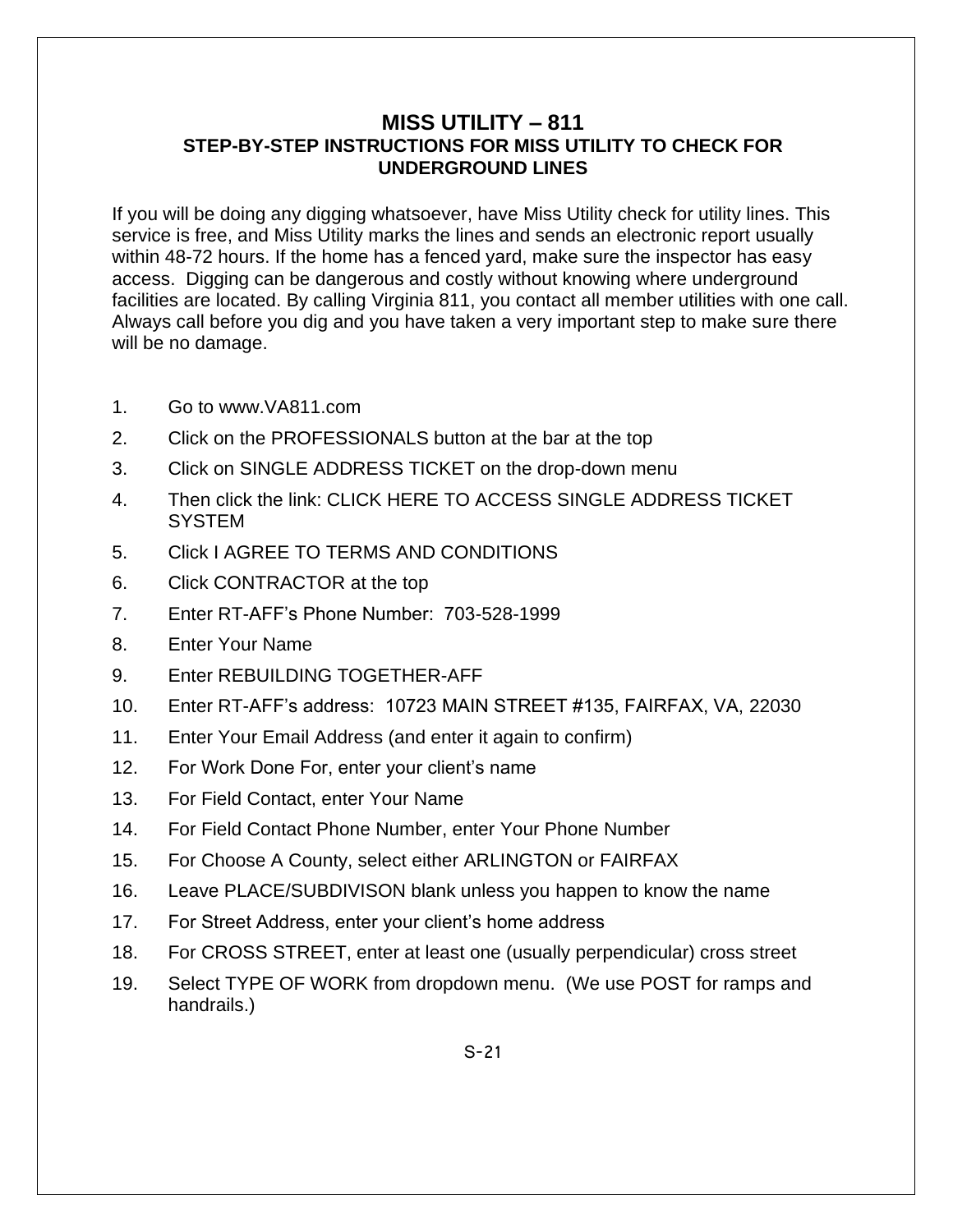# MISS UTILITY – 811

## STEP-BY-STEP INSTRUCTIONS FOR MISS UTILITY TO CHECK FOR UNDERGROUND LINES

If you will be doing any digging whatsoever, have Miss Utility check for utility lines. This service is free, and Miss Utility marks the lines and sends an electronic report usually within 48-72 hours. If the home has a fenced yard, make sure the inspector has easy access. Digging can be dangerous and costly without knowing where underground facilities are located. By calling Virginia 811, you contact all member utilities with one call. Always call before you dig and you have taken a very important step to make sure there will be no damage.

1. Go to www.VA811.com
2. Click on the PROFESSIONALS button at the bar at the top
3. Click on SINGLE ADDRESS TICKET on the drop-down menu
4. Then click the link: CLICK HERE TO ACCESS SINGLE ADDRESS TICKET SYSTEM
5. Click I AGREE TO TERMS AND CONDITIONS
6. Click CONTRACTOR at the top
7. Enter RT-AFF's Phone Number: 703-528-1999
8. Enter Your Name
9. Enter REBUILDING TOGETHER-AFF
10. Enter RT-AFF's address: 10723 MAIN STREET #135, FAIRFAX, VA, 22030
11. Enter Your Email Address (and enter it again to confirm)
12. For Work Done For, enter your client's name
13. For Field Contact, enter Your Name
14. For Field Contact Phone Number, enter Your Phone Number
15. For Choose A County, select either ARLINGTON or FAIRFAX
16. Leave PLACE/SUBDIVISON blank unless you happen to know the name
17. For Street Address, enter your client's home address
18. For CROSS STREET, enter at least one (usually perpendicular) cross street
19. Select TYPE OF WORK from dropdown menu. (We use POST for ramps and handrails.)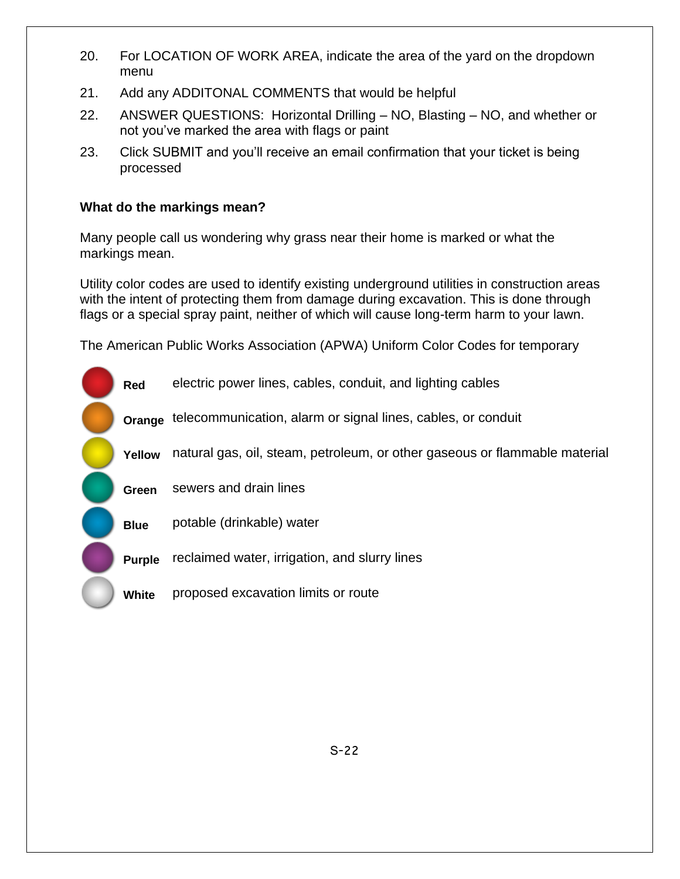20. For LOCATION OF WORK AREA, indicate the area of the yard on the dropdown menu
21. Add any ADDITONAL COMMENTS that would be helpful
22. ANSWER QUESTIONS: Horizontal Drilling – NO, Blasting – NO, and whether or not you've marked the area with flags or paint
23. Click SUBMIT and you'll receive an email confirmation that your ticket is being processed

**What do the markings mean?**

Many people call us wondering why grass near their home is marked or what the markings mean.

Utility color codes are used to identify existing underground utilities in construction areas with the intent of protecting them from damage during excavation. This is done through flags or a special spray paint, neither of which will cause long-term harm to your lawn.

The American Public Works Association (APWA) Uniform Color Codes for temporary

**Red** electric power lines, cables, conduit, and lighting cables

**Orange** telecommunication, alarm or signal lines, cables, or conduit

**Yellow** natural gas, oil, steam, petroleum, or other gaseous or flammable material

**Green** sewers and drain lines

**Blue** potable (drinkable) water

**Purple** reclaimed water, irrigation, and slurry lines

**White** proposed excavation limits or route